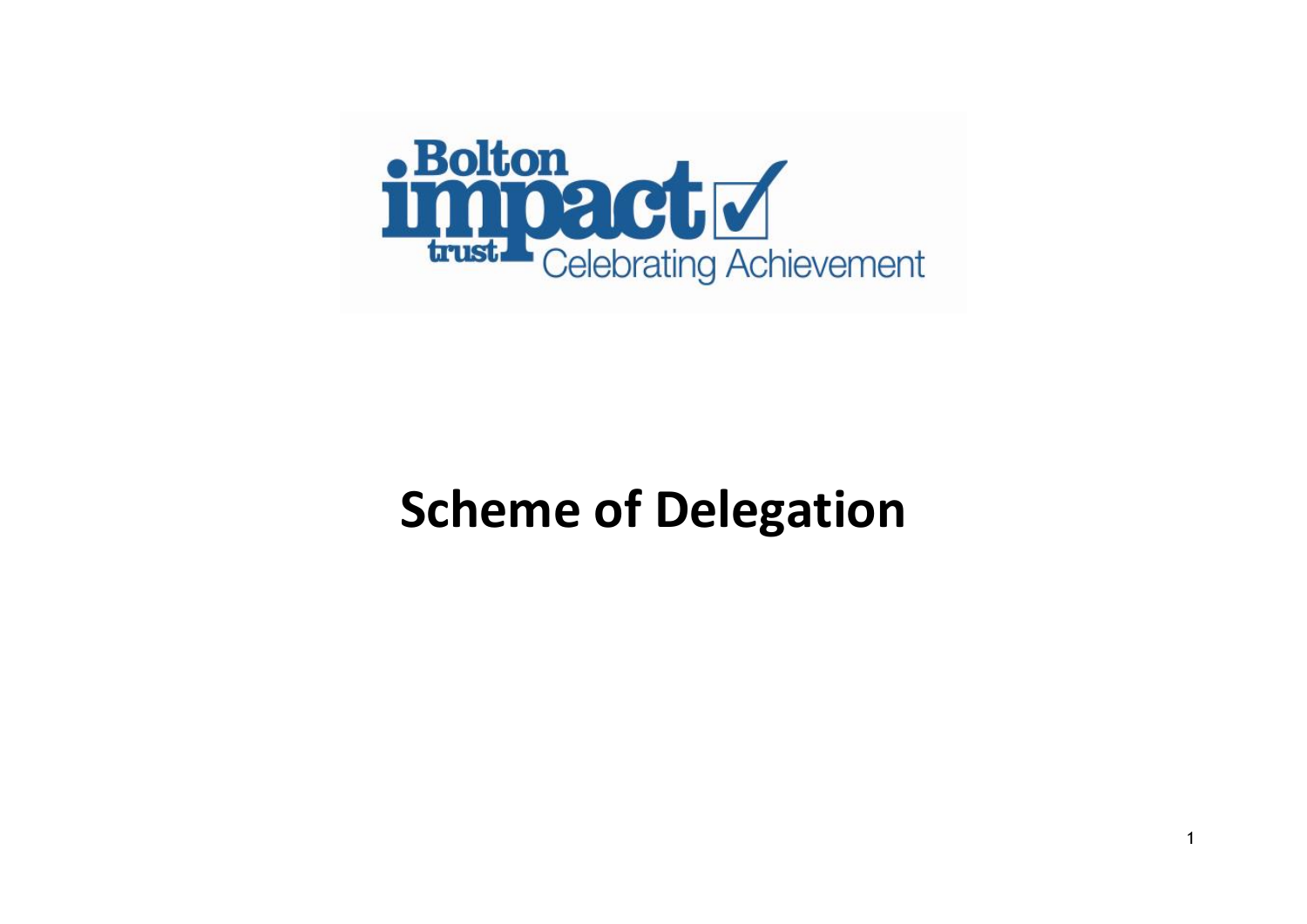Bolton impact trust Celebrating Achievement

# Scheme of Delegation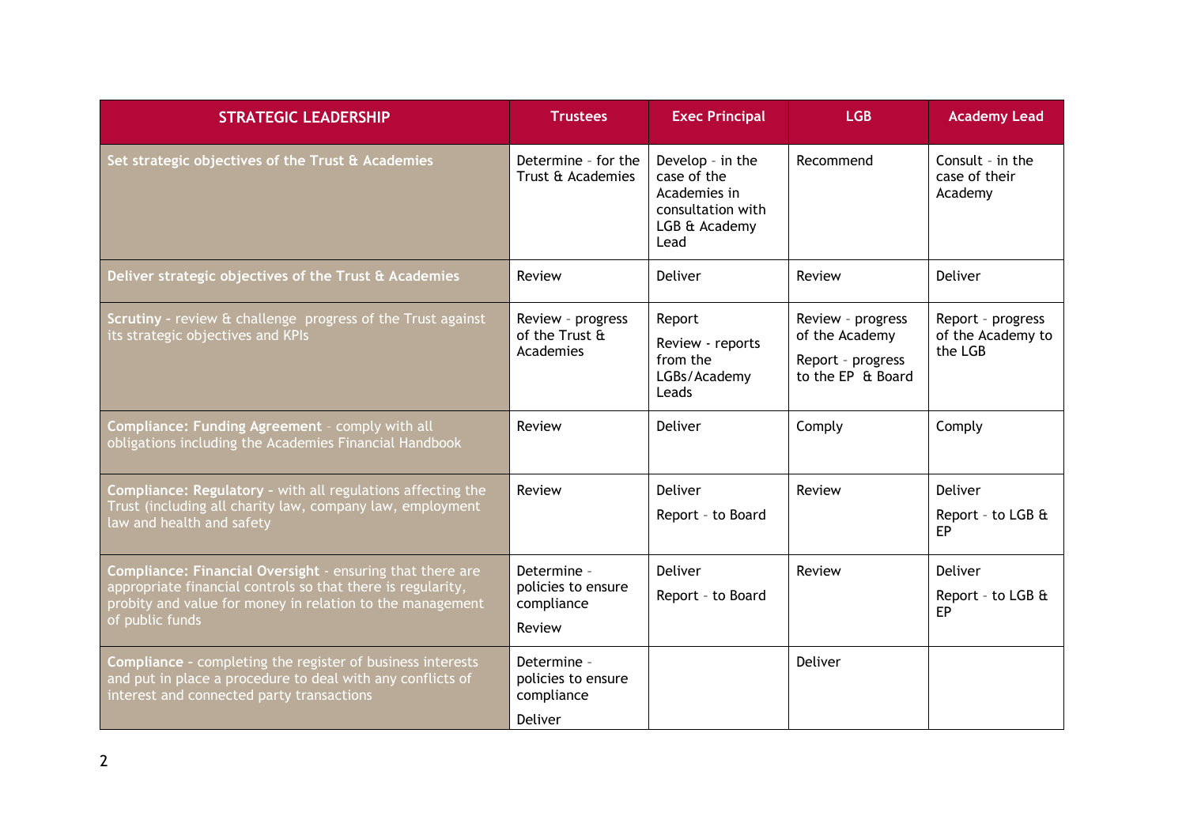| STRATEGIC LEADERSHIP | Trustees | Exec Principal | LGB | Academy Lead |
|---|---|---|---|---|
| **Set strategic objectives of the Trust & Academies** | Determine - for the Trust & Academies | Develop - in the case of the Academies in consultation with LGB & Academy Lead | Recommend | Consult - in the case of their Academy |
| **Deliver strategic objectives of the Trust & Academies** | Review | Deliver | Review | Deliver |
| **Scrutiny** - review & challenge progress of the Trust against its strategic objectives and KPIs | Review - progress of the Trust & Academies | Report<br>Review - reports from the LGBs/Academy Leads | Review - progress of the Academy<br>Report - progress to the EP & Board | Report - progress of the Academy to the LGB |
| **Compliance: Funding Agreement** - comply with all obligations including the Academies Financial Handbook | Review | Deliver | Comply | Comply |
| **Compliance: Regulatory** - with all regulations affecting the Trust (including all charity law, company law, employment law and health and safety | Review | Deliver<br>Report - to Board | Review | Deliver<br>Report - to LGB & EP |
| **Compliance: Financial Oversight** - ensuring that there are appropriate financial controls so that there is regularity, probity and value for money in relation to the management of public funds | Determine - policies to ensure compliance<br>Review | Deliver<br>Report - to Board | Review | Deliver<br>Report - to LGB & EP |
| **Compliance** - completing the register of business interests and put in place a procedure to deal with any conflicts of interest and connected party transactions | Determine - policies to ensure compliance<br>Deliver | | Deliver | |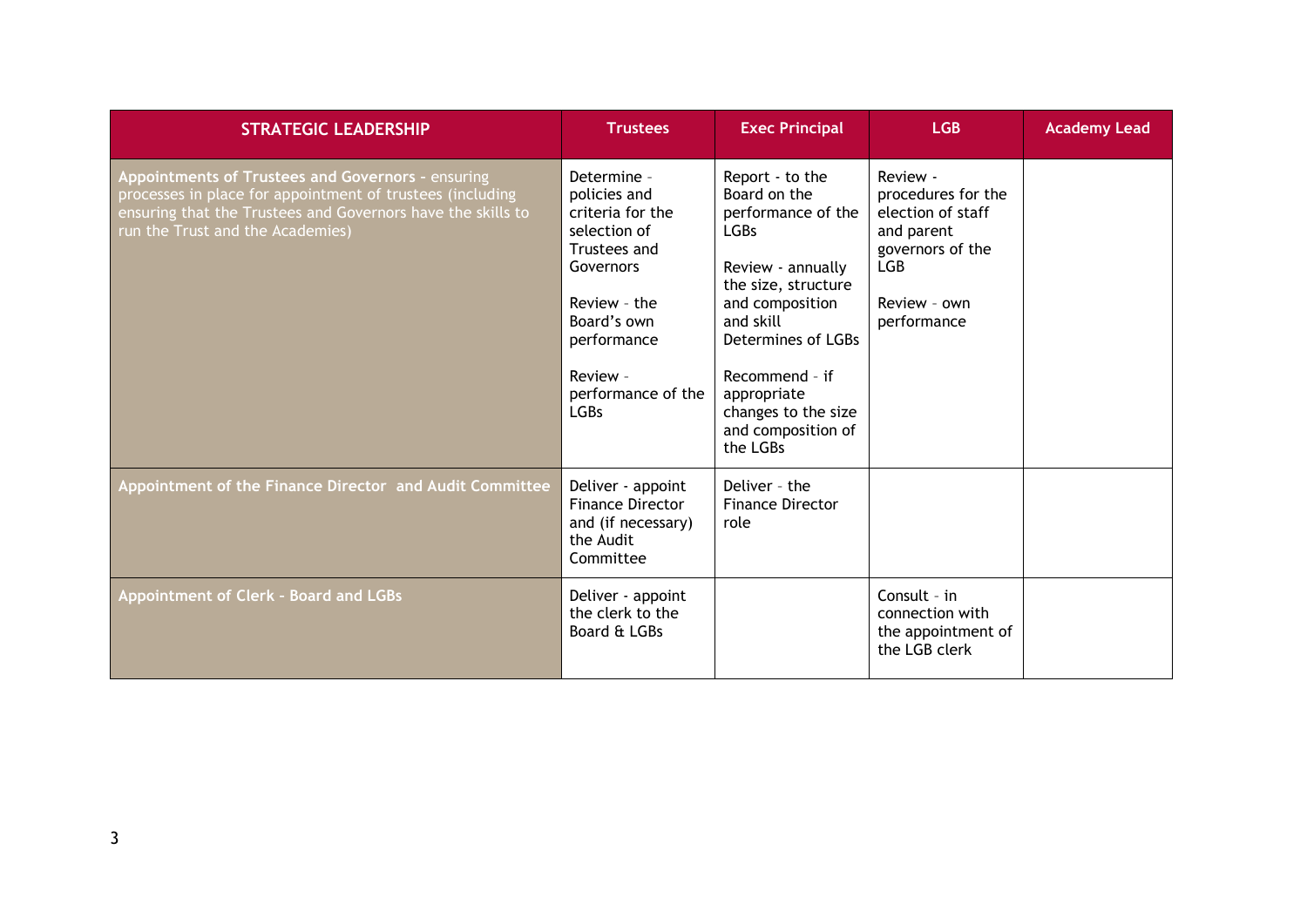| STRATEGIC LEADERSHIP | Trustees | Exec Principal | LGB | Academy Lead |
|---|---|---|---|---|
| **Appointments of Trustees and Governors** - ensuring processes in place for appointment of trustees (including ensuring that the Trustees and Governors have the skills to run the Trust and the Academies) | Determine - policies and criteria for the selection of Trustees and Governors<br><br>Review - the Board's own performance<br><br>Review - performance of the LGBs | Report - to the Board on the performance of the LGBs<br><br>Review - annually the size, structure and composition and skill Determines of LGBs<br><br>Recommend - if appropriate changes to the size and composition of the LGBs | Review - procedures for the election of staff and parent governors of the LGB<br><br>Review - own performance | |
| **Appointment of the Finance Director and Audit Committee** | Deliver - appoint Finance Director and (if necessary) the Audit Committee | Deliver - the Finance Director role | | |
| **Appointment of Clerk - Board and LGBs** | Deliver - appoint the clerk to the Board & LGBs | | Consult - in connection with the appointment of the LGB clerk | |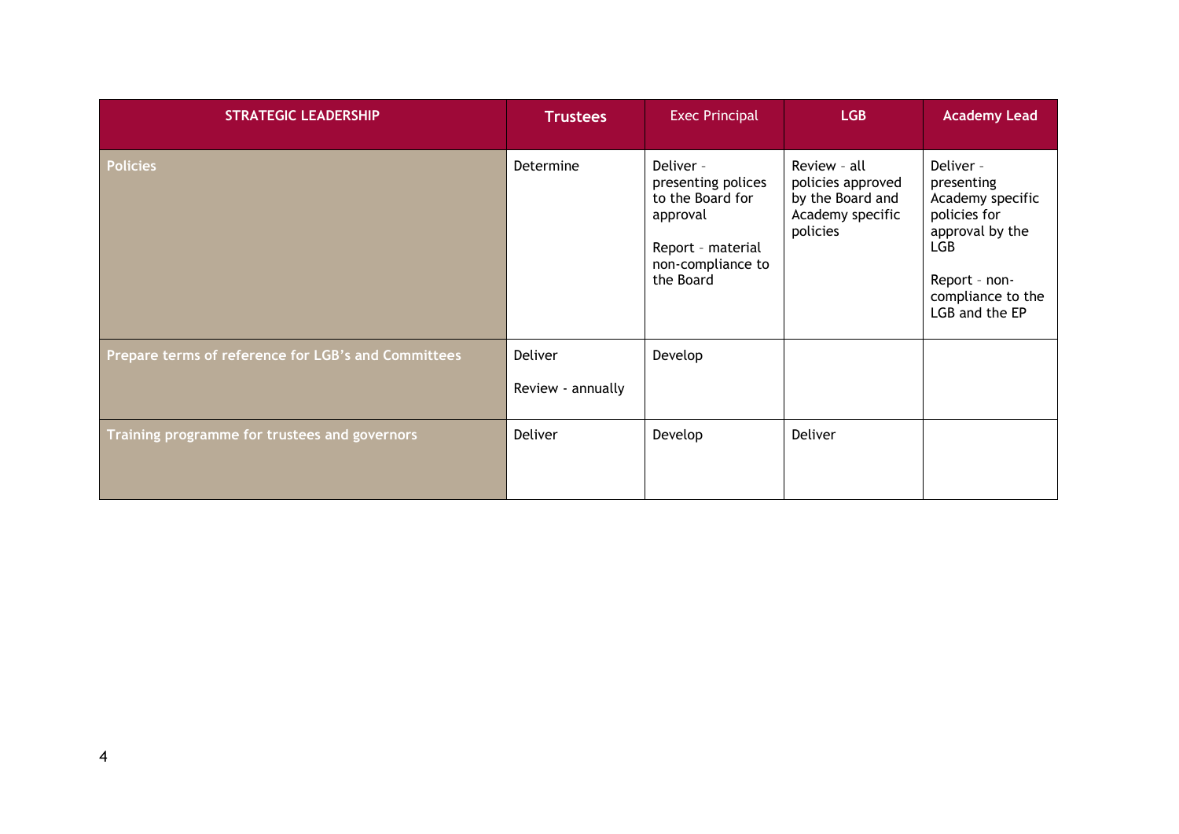| STRATEGIC LEADERSHIP | Trustees | Exec Principal | LGB | Academy Lead |
| --- | --- | --- | --- | --- |
| Policies | Determine | Deliver – presenting polices to the Board for approval<br><br>Report – material non-compliance to the Board | Review – all policies approved by the Board and Academy specific policies | Deliver – presenting Academy specific policies for approval by the LGB<br><br>Report – non-compliance to the LGB and the EP |
| Prepare terms of reference for LGB's and Committees | Deliver<br><br>Review - annually | Develop | | |
| Training programme for trustees and governors | Deliver | Develop | Deliver | |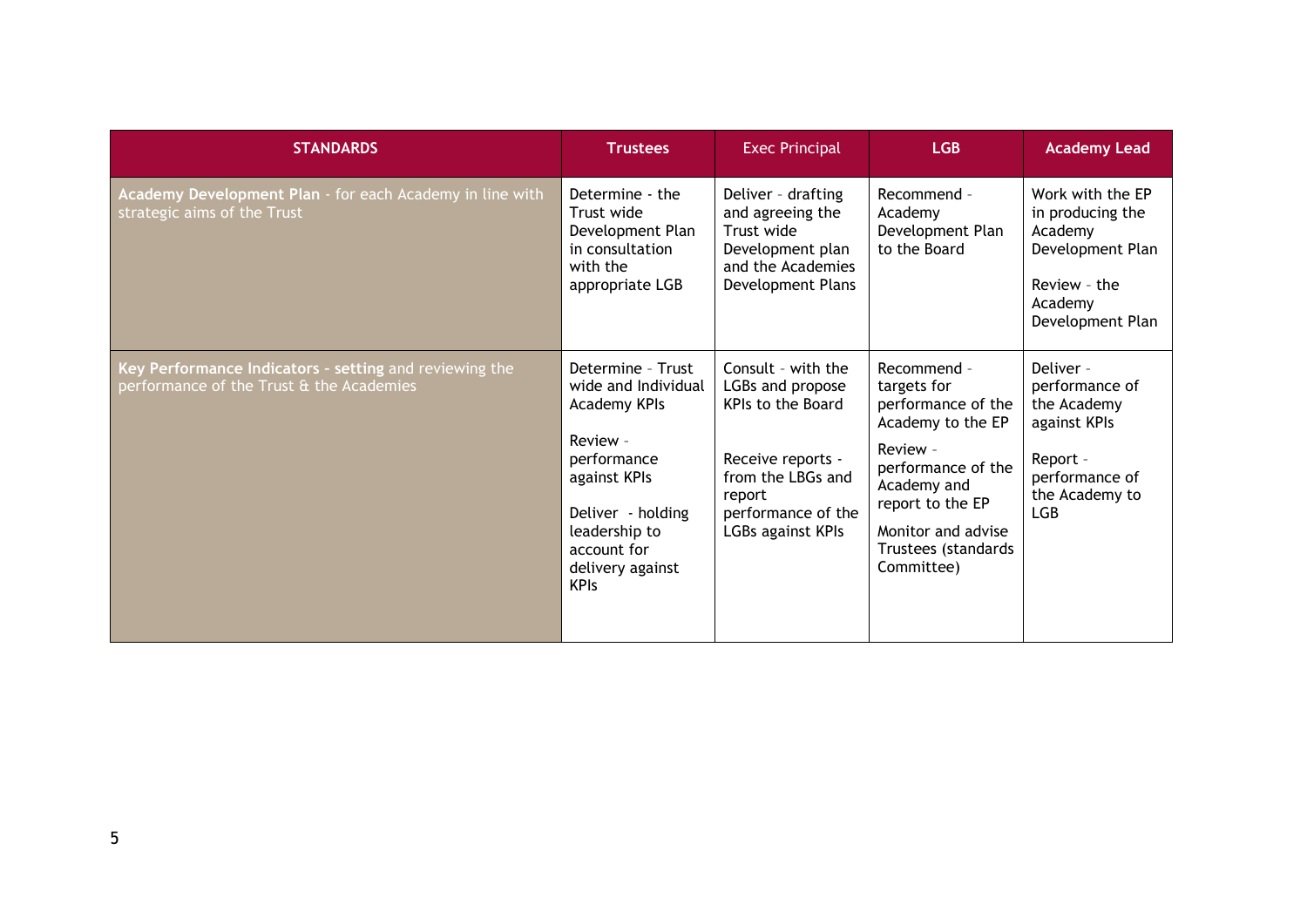| STANDARDS | Trustees | Exec Principal | LGB | Academy Lead |
| --- | --- | --- | --- | --- |
| **Academy Development Plan** - for each Academy in line with strategic aims of the Trust | Determine - the Trust wide Development Plan in consultation with the appropriate LGB | Deliver - drafting and agreeing the Trust wide Development plan and the Academies Development Plans | Recommend - Academy Development Plan to the Board | Work with the EP in producing the Academy Development Plan<br><br>Review - the Academy Development Plan |
| **Key Performance Indicators - setting** and reviewing the performance of the Trust & the Academies | Determine - Trust wide and Individual Academy KPIs<br><br>Review - performance against KPIs<br><br>Deliver - holding leadership to account for delivery against KPIs | Consult - with the LGBs and propose KPIs to the Board<br><br>Receive reports - from the LBGs and report performance of the LGBs against KPIs | Recommend - targets for performance of the Academy to the EP<br><br>Review - performance of the Academy and report to the EP<br><br>Monitor and advise Trustees (standards Committee) | Deliver - performance of the Academy against KPIs<br><br>Report - performance of the Academy to LGB |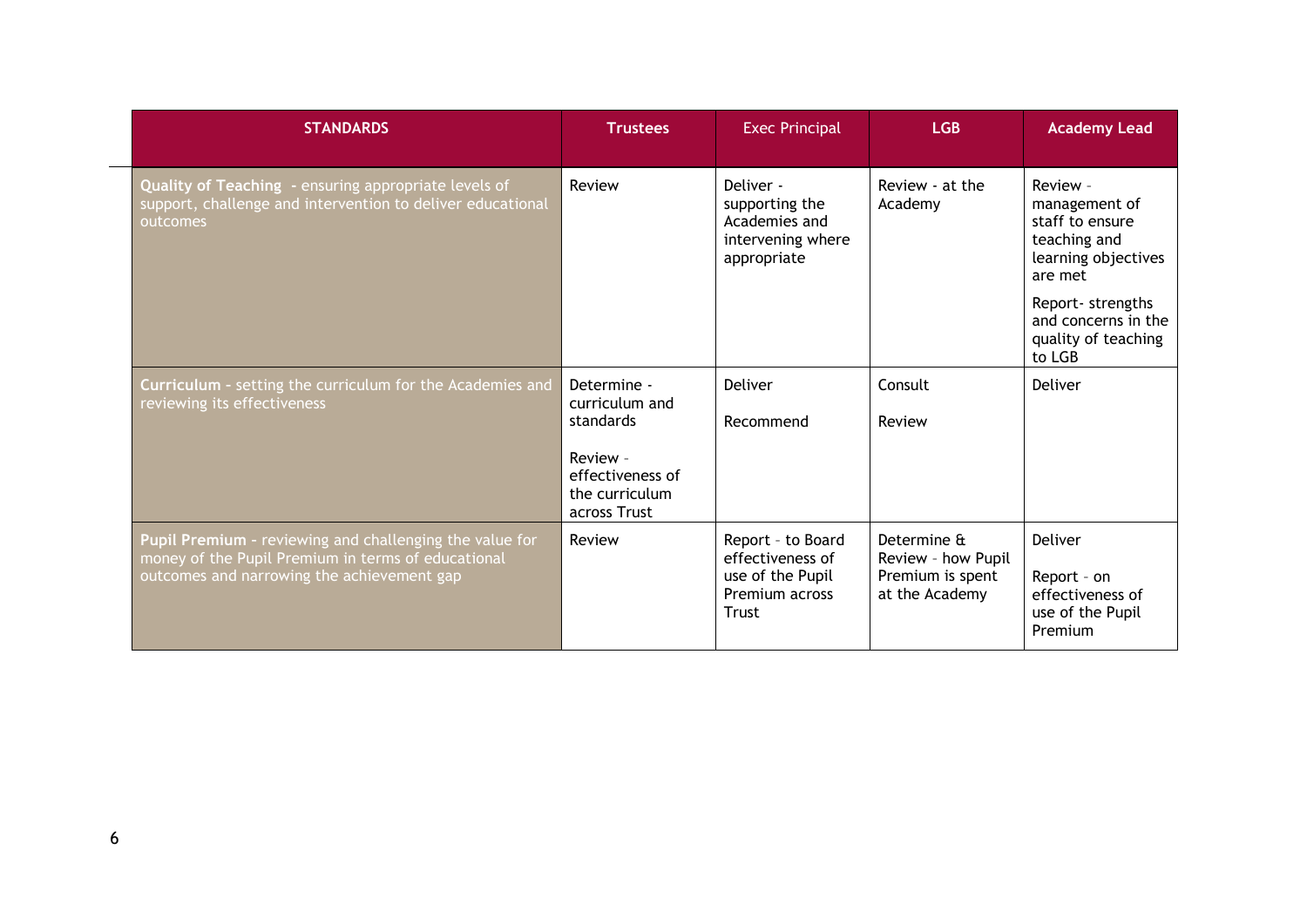| STANDARDS | Trustees | Exec Principal | LGB | Academy Lead |
|---|---|---|---|---|
| **Quality of Teaching** - ensuring appropriate levels of support, challenge and intervention to deliver educational outcomes | Review | Deliver - supporting the Academies and intervening where appropriate | Review - at the Academy | Review - management of staff to ensure teaching and learning objectives are met<br><br>Report- strengths and concerns in the quality of teaching to LGB |
| **Curriculum** - setting the curriculum for the Academies and reviewing its effectiveness | Determine - curriculum and standards<br><br>Review - effectiveness of the curriculum across Trust | Deliver<br><br>Recommend | Consult<br><br>Review | Deliver |
| **Pupil Premium** - reviewing and challenging the value for money of the Pupil Premium in terms of educational outcomes and narrowing the achievement gap | Review | Report - to Board effectiveness of use of the Pupil Premium across Trust | Determine & Review - how Pupil Premium is spent at the Academy | Deliver<br><br>Report - on effectiveness of use of the Pupil Premium |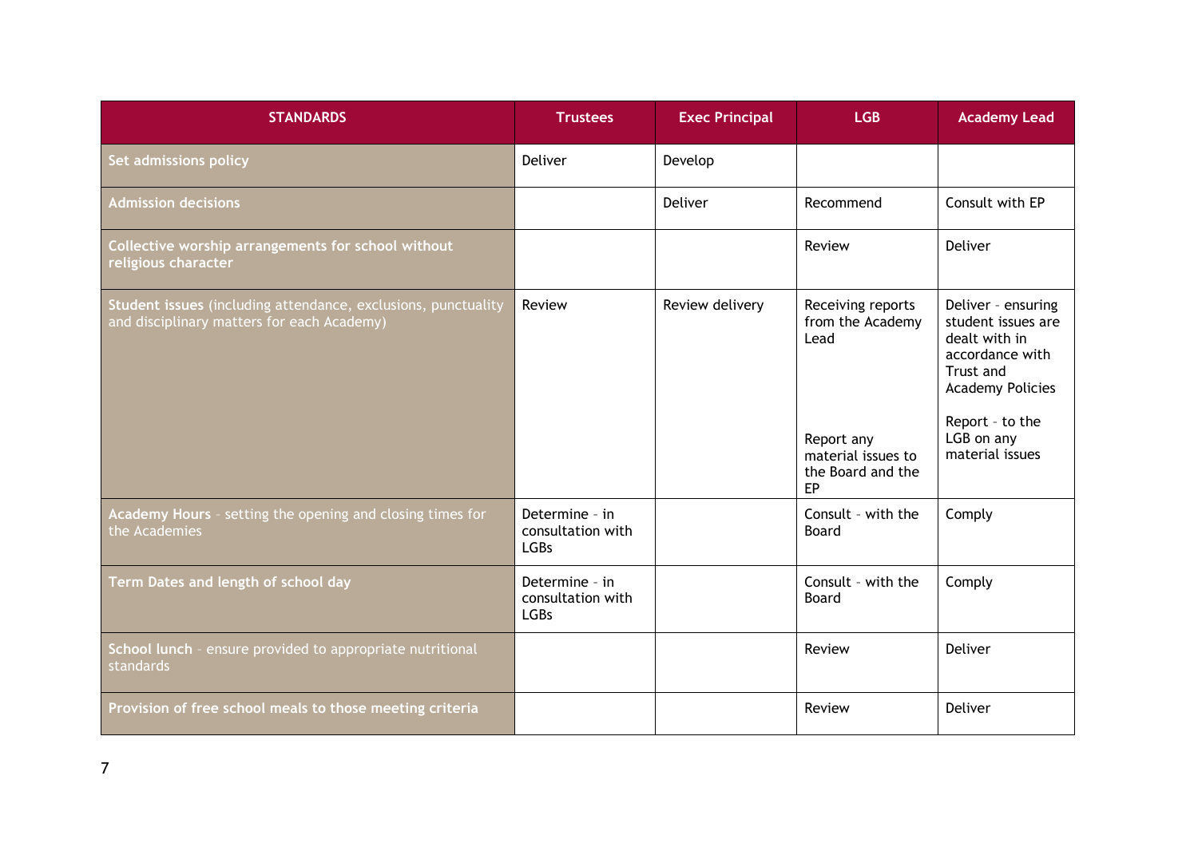| STANDARDS | Trustees | Exec Principal | LGB | Academy Lead |
|---|---|---|---|---|
| **Set admissions policy** | Deliver | Develop | | |
| **Admission decisions** | | Deliver | Recommend | Consult with EP |
| **Collective worship arrangements for school without religious character** | | | Review | Deliver |
| **Student issues** (including attendance, exclusions, punctuality and disciplinary matters for each Academy) | Review | Review delivery | Receiving reports from the Academy Lead<br><br>Report any material issues to the Board and the EP | Deliver - ensuring student issues are dealt with in accordance with Trust and Academy Policies<br><br>Report - to the LGB on any material issues |
| **Academy Hours** - setting the opening and closing times for the Academies | Determine - in consultation with LGBs | | Consult - with the Board | Comply |
| **Term Dates and length of school day** | Determine - in consultation with LGBs | | Consult - with the Board | Comply |
| **School lunch** - ensure provided to appropriate nutritional standards | | | Review | Deliver |
| **Provision of free school meals to those meeting criteria** | | | Review | Deliver |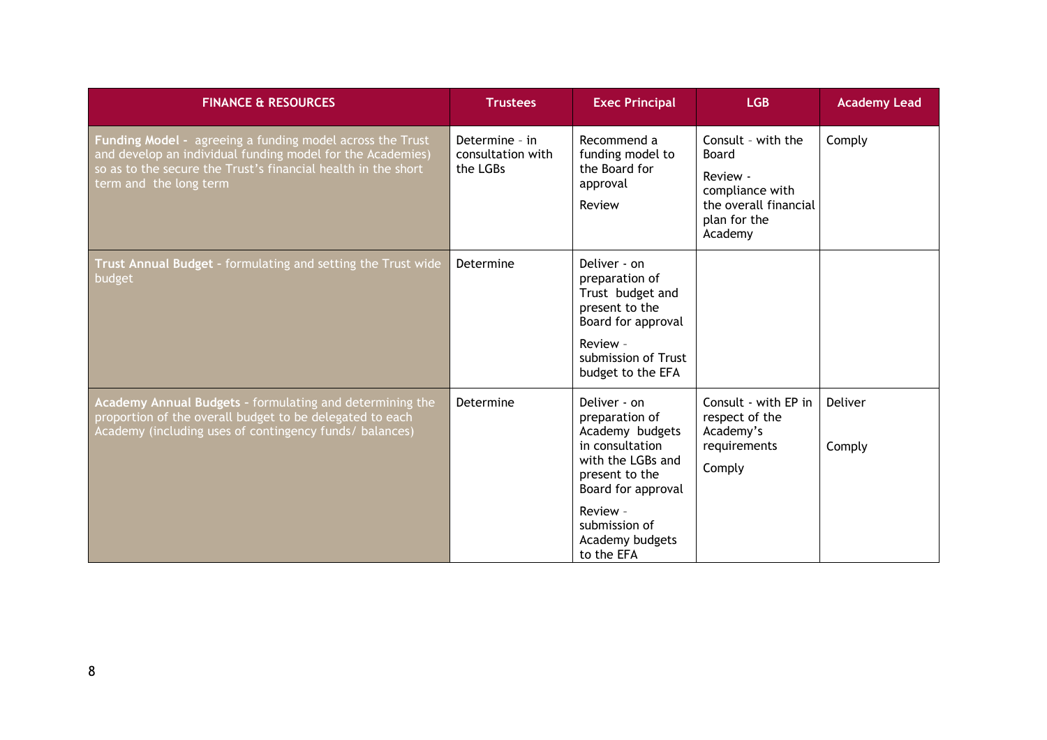| FINANCE & RESOURCES | Trustees | Exec Principal | LGB | Academy Lead |
|---|---|---|---|---|
| **Funding Model -** agreeing a funding model across the Trust and develop an individual funding model for the Academies) so as to the secure the Trust's financial health in the short term and the long term | Determine - in consultation with the LGBs | Recommend a funding model to the Board for approval<br><br>Review | Consult - with the Board<br><br>Review - compliance with the overall financial plan for the Academy | Comply |
| **Trust Annual Budget -** formulating and setting the Trust wide budget | Determine | Deliver - on preparation of Trust budget and present to the Board for approval<br><br>Review - submission of Trust budget to the EFA | | |
| **Academy Annual Budgets -** formulating and determining the proportion of the overall budget to be delegated to each Academy (including uses of contingency funds/ balances) | Determine | Deliver - on preparation of Academy budgets in consultation with the LGBs and present to the Board for approval<br><br>Review - submission of Academy budgets to the EFA | Consult - with EP in respect of the Academy's requirements<br><br>Comply | Deliver<br><br>Comply |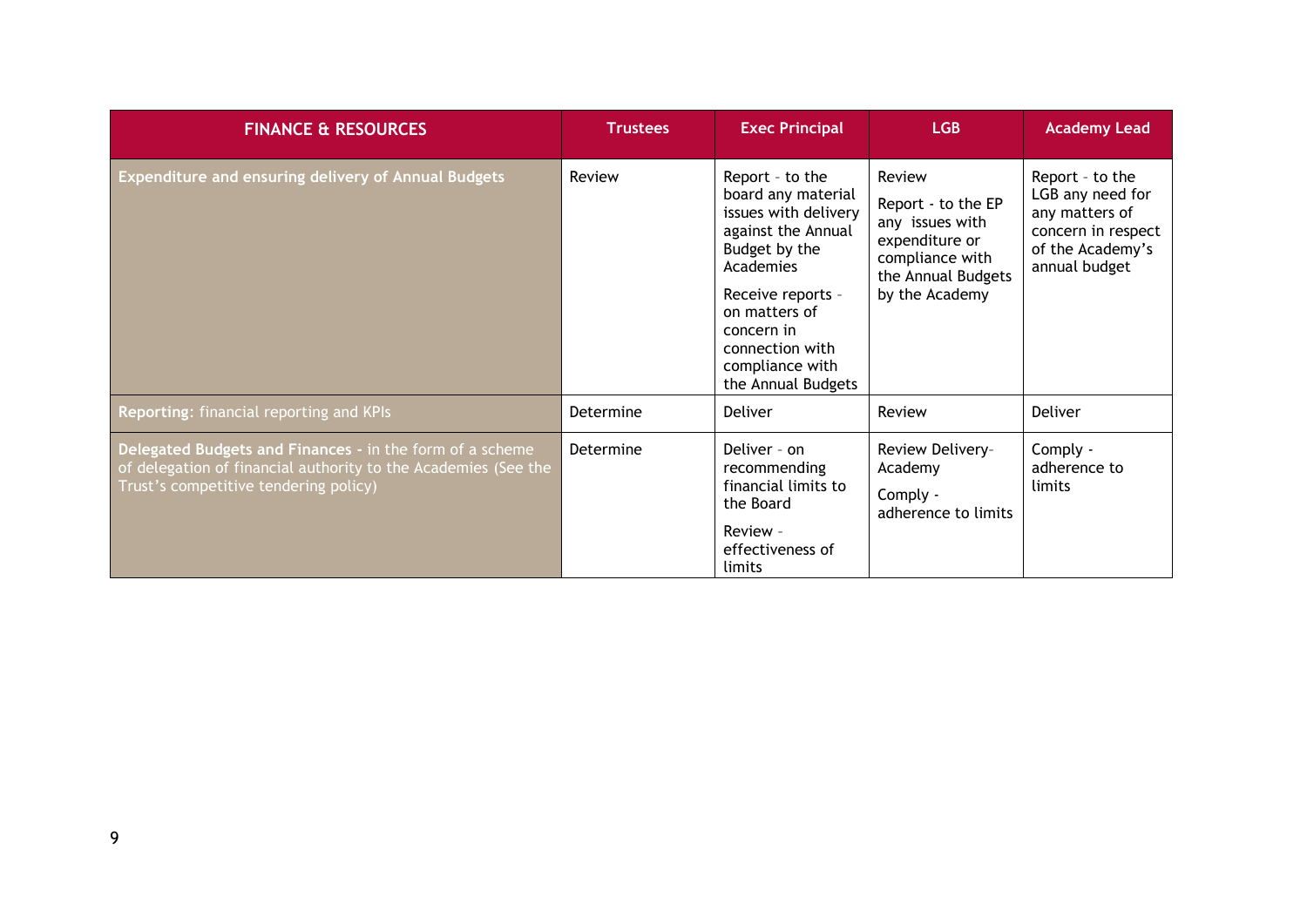| FINANCE & RESOURCES | Trustees | Exec Principal | LGB | Academy Lead |
| --- | --- | --- | --- | --- |
| **Expenditure and ensuring delivery of Annual Budgets** | Review | Report - to the board any material issues with delivery against the Annual Budget by the Academies<br><br>Receive reports - on matters of concern in connection with compliance with the Annual Budgets | Review<br><br>Report - to the EP any issues with expenditure or compliance with the Annual Budgets by the Academy | Report - to the LGB any need for any matters of concern in respect of the Academy's annual budget |
| **Reporting**: financial reporting and KPIs | Determine | Deliver | Review | Deliver |
| **Delegated Budgets and Finances -** in the form of a scheme of delegation of financial authority to the Academies (See the Trust's competitive tendering policy) | Determine | Deliver - on recommending financial limits to the Board<br><br>Review - effectiveness of limits | Review Delivery-Academy<br><br>Comply - adherence to limits | Comply - adherence to limits |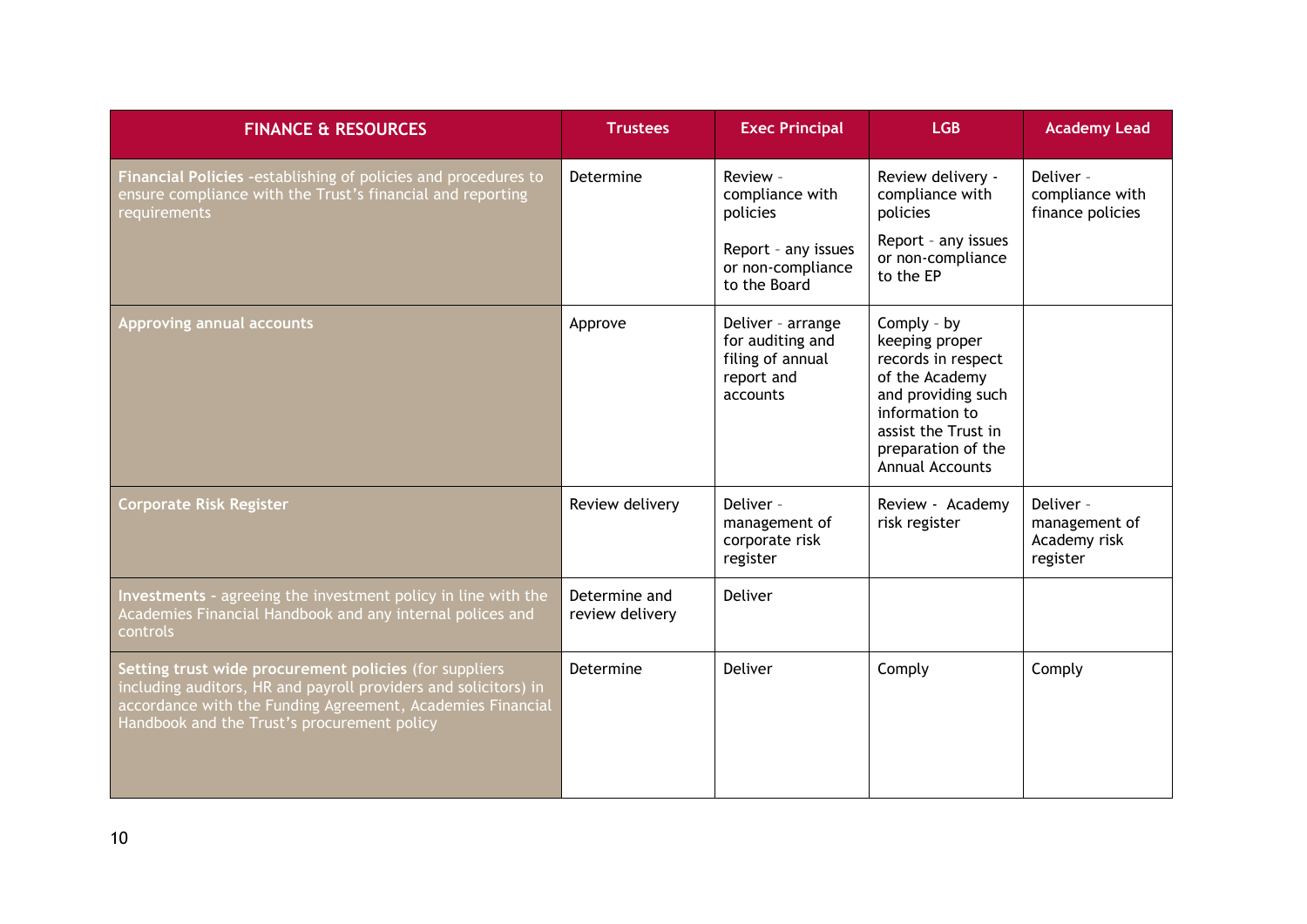| FINANCE & RESOURCES | Trustees | Exec Principal | LGB | Academy Lead |
|---|---|---|---|---|
| **Financial Policies** -establishing of policies and procedures to ensure compliance with the Trust's financial and reporting requirements | Determine | Review - compliance with policies<br><br>Report - any issues or non-compliance to the Board | Review delivery - compliance with policies<br><br>Report - any issues or non-compliance to the EP | Deliver - compliance with finance policies |
| **Approving annual accounts** | Approve | Deliver - arrange for auditing and filing of annual report and accounts | Comply - by keeping proper records in respect of the Academy and providing such information to assist the Trust in preparation of the Annual Accounts | |
| **Corporate Risk Register** | Review delivery | Deliver - management of corporate risk register | Review - Academy risk register | Deliver - management of Academy risk register |
| **Investments** - agreeing the investment policy in line with the Academies Financial Handbook and any internal polices and controls | Determine and review delivery | Deliver | | |
| **Setting trust wide procurement policies** (for suppliers including auditors, HR and payroll providers and solicitors) in accordance with the Funding Agreement, Academies Financial Handbook and the Trust's procurement policy | Determine | Deliver | Comply | Comply |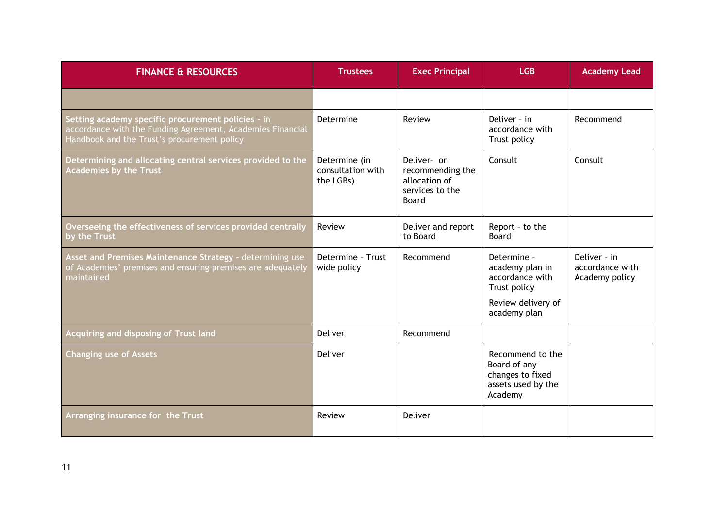| FINANCE & RESOURCES | Trustees | Exec Principal | LGB | Academy Lead |
|---|---|---|---|---|
| | | | | |
| **Setting academy specific procurement policies -** in accordance with the Funding Agreement, Academies Financial Handbook and the Trust's procurement policy | Determine | Review | Deliver - in accordance with Trust policy | Recommend |
| **Determining and allocating central services provided to the Academies by the Trust** | Determine (in consultation with the LGBs) | Deliver- on recommending the allocation of services to the Board | Consult | Consult |
| **Overseeing the effectiveness of services provided centrally by the Trust** | Review | Deliver and report to Board | Report - to the Board | |
| **Asset and Premises Maintenance Strategy -** determining use of Academies' premises and ensuring premises are adequately maintained | Determine - Trust wide policy | Recommend | Determine - academy plan in accordance with Trust policy<br><br>Review delivery of academy plan | Deliver - in accordance with Academy policy |
| **Acquiring and disposing of Trust land** | Deliver | Recommend | | |
| **Changing use of Assets** | Deliver | | Recommend to the Board of any changes to fixed assets used by the Academy | |
| **Arranging insurance for the Trust** | Review | Deliver | | |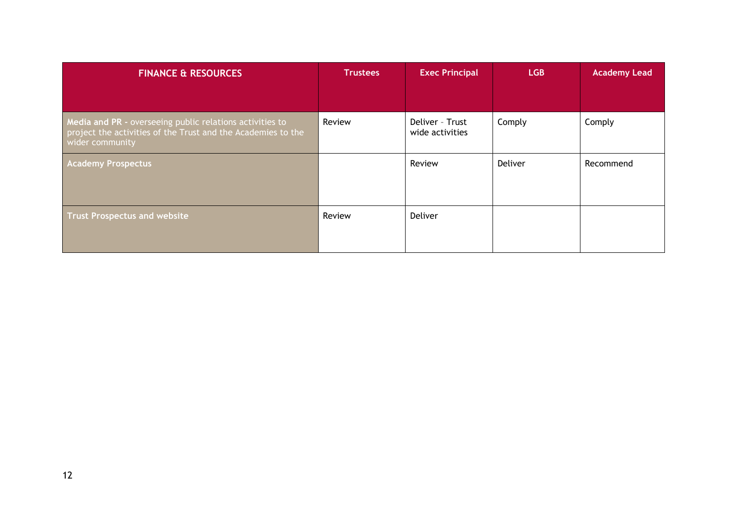| FINANCE & RESOURCES | Trustees | Exec Principal | LGB | Academy Lead |
|---|---|---|---|---|
| **Media and PR -** overseeing public relations activities to project the activities of the Trust and the Academies to the wider community | Review | Deliver – Trust wide activities | Comply | Comply |
| **Academy Prospectus** | | Review | Deliver | Recommend |
| **Trust Prospectus and website** | Review | Deliver | | |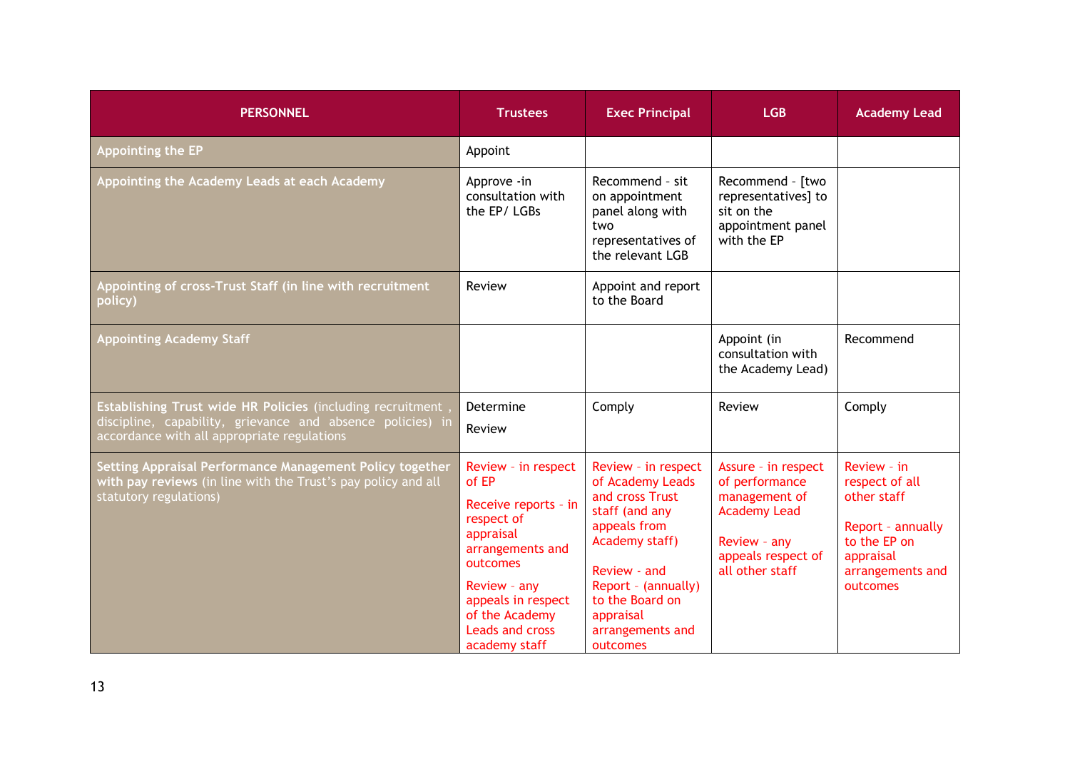| PERSONNEL | Trustees | Exec Principal | LGB | Academy Lead |
|---|---|---|---|---|
| **Appointing the EP** | Appoint | | | |
| **Appointing the Academy Leads at each Academy** | Approve -in consultation with the EP/ LGBs | Recommend - sit on appointment panel along with two representatives of the relevant LGB | Recommend - [two representatives] to sit on the appointment panel with the EP | |
| **Appointing of cross-Trust Staff (in line with recruitment policy)** | Review | Appoint and report to the Board | | |
| **Appointing Academy Staff** | | | Appoint (in consultation with the Academy Lead) | Recommend |
| **Establishing Trust wide HR Policies** (including recruitment , discipline, capability, grievance and absence policies) in accordance with all appropriate regulations | Determine<br><br>Review | Comply | Review | Comply |
| **Setting Appraisal Performance Management Policy together with pay reviews** (in line with the Trust's pay policy and all statutory regulations) | Review - in respect of EP<br><br>Receive reports - in respect of appraisal arrangements and outcomes<br><br>Review - any appeals in respect of the Academy Leads and cross academy staff | Review - in respect of Academy Leads and cross Trust staff (and any appeals from Academy staff)<br><br>Review - and Report - (annually) to the Board on appraisal arrangements and outcomes | Assure - in respect of performance management of Academy Lead<br><br>Review - any appeals respect of all other staff | Review - in respect of all other staff<br><br>Report - annually to the EP on appraisal arrangements and outcomes |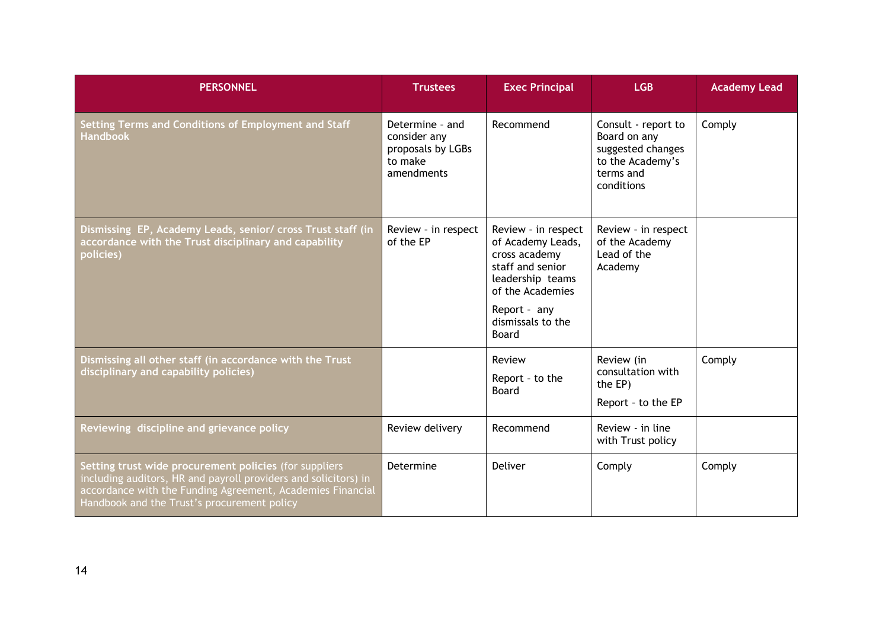| PERSONNEL | Trustees | Exec Principal | LGB | Academy Lead |
|---|---|---|---|---|
| **Setting Terms and Conditions of Employment and Staff Handbook** | Determine - and consider any proposals by LGBs to make amendments | Recommend | Consult - report to Board on any suggested changes to the Academy's terms and conditions | Comply |
| **Dismissing EP, Academy Leads, senior/ cross Trust staff (in accordance with the Trust disciplinary and capability policies)** | Review - in respect of the EP | Review - in respect of Academy Leads, cross academy staff and senior leadership teams of the Academies<br><br>Report - any dismissals to the Board | Review - in respect of the Academy Lead of the Academy | |
| **Dismissing all other staff (in accordance with the Trust disciplinary and capability policies)** | | Review<br><br>Report - to the Board | Review (in consultation with the EP)<br><br>Report - to the EP | Comply |
| **Reviewing discipline and grievance policy** | Review delivery | Recommend | Review - in line with Trust policy | |
| **Setting trust wide procurement policies** (for suppliers including auditors, HR and payroll providers and solicitors) in accordance with the Funding Agreement, Academies Financial Handbook and the Trust's procurement policy | Determine | Deliver | Comply | Comply |